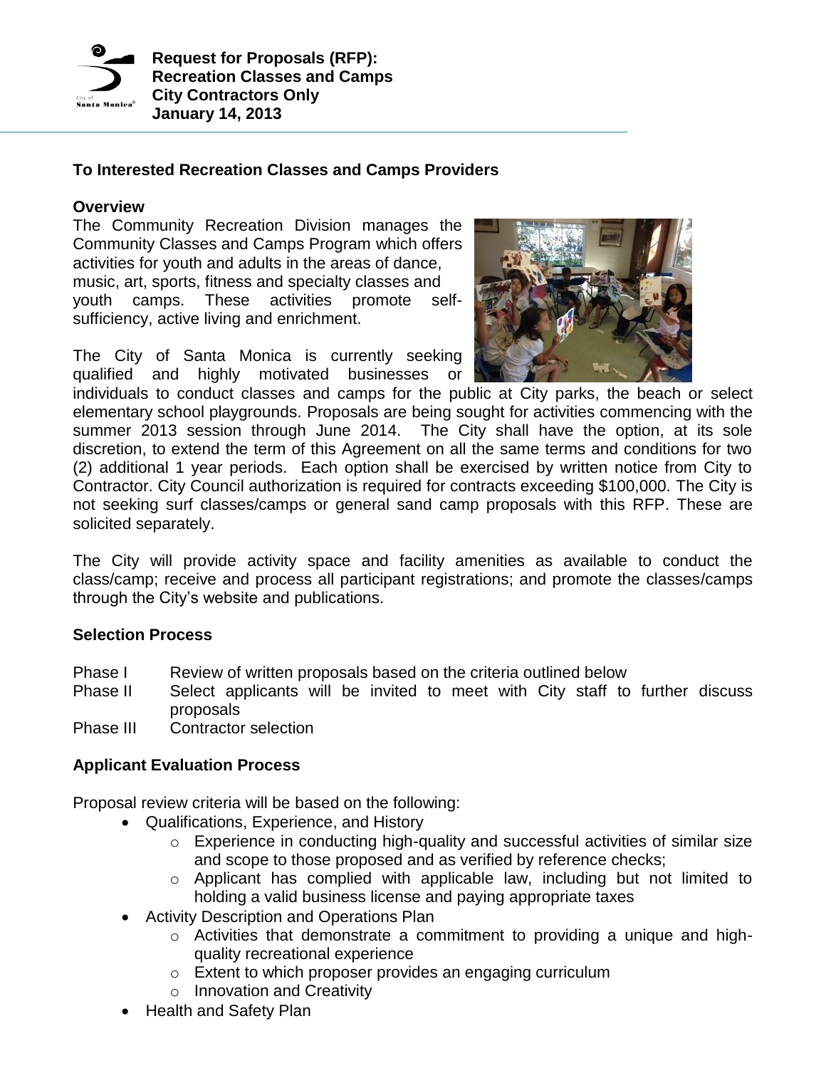**Request for Proposals (RFP):**
**Recreation Classes and Camps**
**City Contractors Only**
**January 14, 2013**

**To Interested Recreation Classes and Camps Providers**

**Overview**

The Community Recreation Division manages the Community Classes and Camps Program which offers activities for youth and adults in the areas of dance, music, art, sports, fitness and specialty classes and youth camps. These activities promote self-sufficiency, active living and enrichment.

The City of Santa Monica is currently seeking qualified and highly motivated businesses or individuals to conduct classes and camps for the public at City parks, the beach or select elementary school playgrounds. Proposals are being sought for activities commencing with the summer 2013 session through June 2014. The City shall have the option, at its sole discretion, to extend the term of this Agreement on all the same terms and conditions for two (2) additional 1 year periods. Each option shall be exercised by written notice from City to Contractor. City Council authorization is required for contracts exceeding $100,000. The City is not seeking surf classes/camps or general sand camp proposals with this RFP. These are solicited separately.

The City will provide activity space and facility amenities as available to conduct the class/camp; receive and process all participant registrations; and promote the classes/camps through the City's website and publications.

**Selection Process**

- Phase I — Review of written proposals based on the criteria outlined below
- Phase II — Select applicants will be invited to meet with City staff to further discuss proposals
- Phase III — Contractor selection

**Applicant Evaluation Process**

Proposal review criteria will be based on the following:

- Qualifications, Experience, and History
  - Experience in conducting high-quality and successful activities of similar size and scope to those proposed and as verified by reference checks;
  - Applicant has complied with applicable law, including but not limited to holding a valid business license and paying appropriate taxes
- Activity Description and Operations Plan
  - Activities that demonstrate a commitment to providing a unique and high-quality recreational experience
  - Extent to which proposer provides an engaging curriculum
  - Innovation and Creativity
- Health and Safety Plan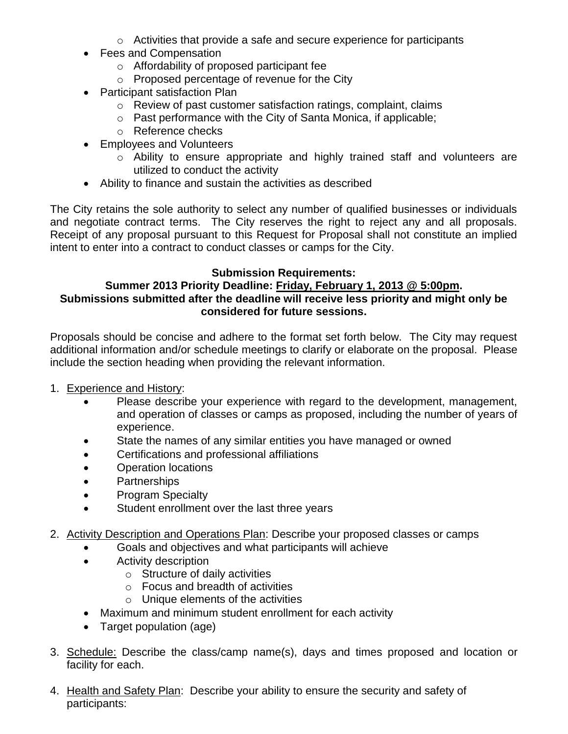- Activities that provide a safe and secure experience for participants
- Fees and Compensation
    - Affordability of proposed participant fee
    - Proposed percentage of revenue for the City
- Participant satisfaction Plan
    - Review of past customer satisfaction ratings, complaint, claims
    - Past performance with the City of Santa Monica, if applicable;
    - Reference checks
- Employees and Volunteers
    - Ability to ensure appropriate and highly trained staff and volunteers are utilized to conduct the activity
- Ability to finance and sustain the activities as described

The City retains the sole authority to select any number of qualified businesses or individuals and negotiate contract terms. The City reserves the right to reject any and all proposals. Receipt of any proposal pursuant to this Request for Proposal shall not constitute an implied intent to enter into a contract to conduct classes or camps for the City.

**Submission Requirements:**
**Summer 2013 Priority Deadline: <u>Friday, February 1, 2013 @ 5:00pm</u>.**
**Submissions submitted after the deadline will receive less priority and might only be considered for future sessions.**

Proposals should be concise and adhere to the format set forth below. The City may request additional information and/or schedule meetings to clarify or elaborate on the proposal. Please include the section heading when providing the relevant information.

1. <u>Experience and History</u>:
    - Please describe your experience with regard to the development, management, and operation of classes or camps as proposed, including the number of years of experience.
    - State the names of any similar entities you have managed or owned
    - Certifications and professional affiliations
    - Operation locations
    - Partnerships
    - Program Specialty
    - Student enrollment over the last three years

2. <u>Activity Description and Operations Plan</u>: Describe your proposed classes or camps
    - Goals and objectives and what participants will achieve
    - Activity description
        - Structure of daily activities
        - Focus and breadth of activities
        - Unique elements of the activities
    - Maximum and minimum student enrollment for each activity
    - Target population (age)

3. <u>Schedule:</u> Describe the class/camp name(s), days and times proposed and location or facility for each.

4. <u>Health and Safety Plan</u>: Describe your ability to ensure the security and safety of participants: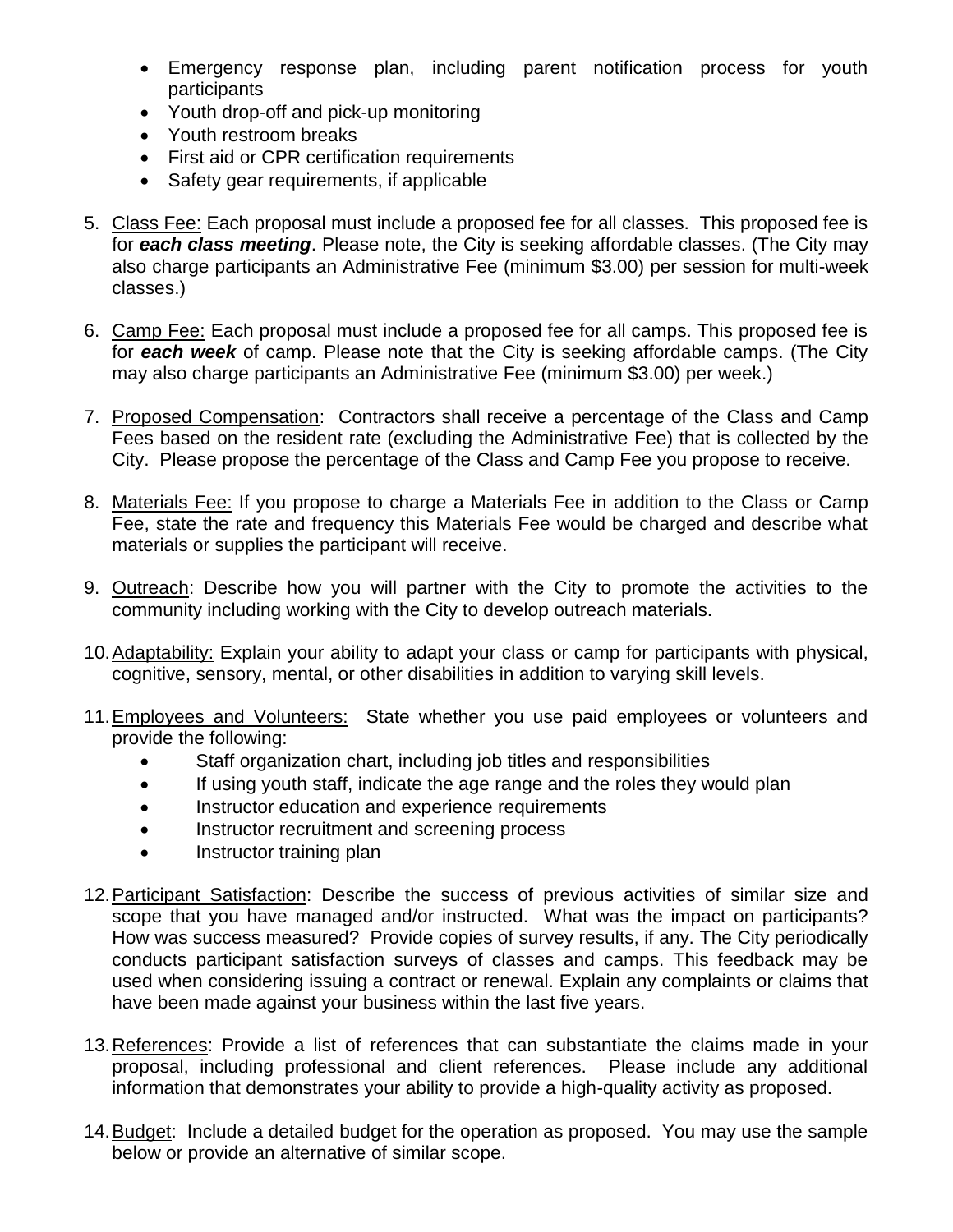- Emergency response plan, including parent notification process for youth participants
- Youth drop-off and pick-up monitoring
- Youth restroom breaks
- First aid or CPR certification requirements
- Safety gear requirements, if applicable

5. Class Fee: Each proposal must include a proposed fee for all classes. This proposed fee is for ***each class meeting***. Please note, the City is seeking affordable classes. (The City may also charge participants an Administrative Fee (minimum $3.00) per session for multi-week classes.)

6. Camp Fee: Each proposal must include a proposed fee for all camps. This proposed fee is for ***each week*** of camp. Please note that the City is seeking affordable camps. (The City may also charge participants an Administrative Fee (minimum $3.00) per week.)

7. Proposed Compensation: Contractors shall receive a percentage of the Class and Camp Fees based on the resident rate (excluding the Administrative Fee) that is collected by the City. Please propose the percentage of the Class and Camp Fee you propose to receive.

8. Materials Fee: If you propose to charge a Materials Fee in addition to the Class or Camp Fee, state the rate and frequency this Materials Fee would be charged and describe what materials or supplies the participant will receive.

9. Outreach: Describe how you will partner with the City to promote the activities to the community including working with the City to develop outreach materials.

10. Adaptability: Explain your ability to adapt your class or camp for participants with physical, cognitive, sensory, mental, or other disabilities in addition to varying skill levels.

11. Employees and Volunteers: State whether you use paid employees or volunteers and provide the following:
    - Staff organization chart, including job titles and responsibilities
    - If using youth staff, indicate the age range and the roles they would plan
    - Instructor education and experience requirements
    - Instructor recruitment and screening process
    - Instructor training plan

12. Participant Satisfaction: Describe the success of previous activities of similar size and scope that you have managed and/or instructed. What was the impact on participants? How was success measured? Provide copies of survey results, if any. The City periodically conducts participant satisfaction surveys of classes and camps. This feedback may be used when considering issuing a contract or renewal. Explain any complaints or claims that have been made against your business within the last five years.

13. References: Provide a list of references that can substantiate the claims made in your proposal, including professional and client references. Please include any additional information that demonstrates your ability to provide a high-quality activity as proposed.

14. Budget: Include a detailed budget for the operation as proposed. You may use the sample below or provide an alternative of similar scope.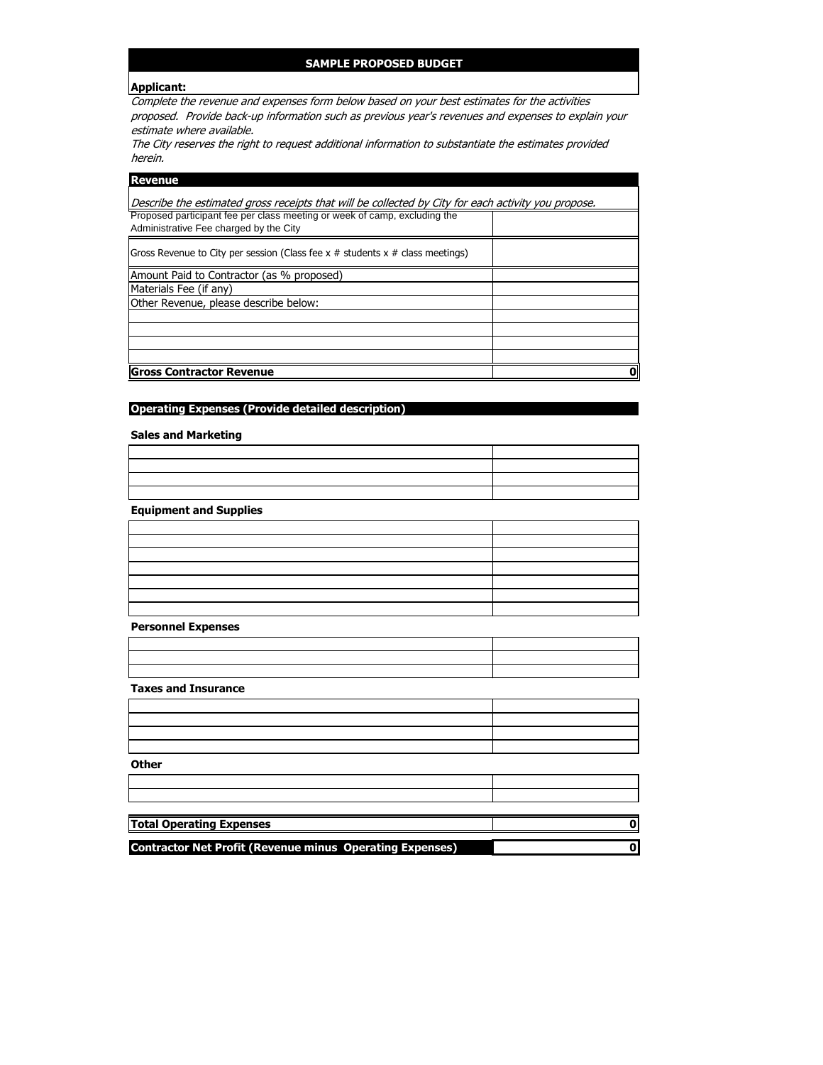## SAMPLE PROPOSED BUDGET

**Applicant:**

*Complete the revenue and expenses form below based on your best estimates for the activities proposed. Provide back-up information such as previous year's revenues and expenses to explain your estimate where available.*

*The City reserves the right to request additional information to substantiate the estimates provided herein.*

### Revenue

*Describe the estimated gross receipts that will be collected by City for each activity you propose.*

| | |
|---|---|
| Proposed participant fee per class meeting or week of camp, excluding the Administrative Fee charged by the City | |
| Gross Revenue to City per session (Class fee x # students x # class meetings) | |
| Amount Paid to Contractor (as % proposed) | |
| Materials Fee (if any) | |
| Other Revenue, please describe below: | |
| | |
| | |
| | |
| | |
| **Gross Contractor Revenue** | **0** |

### Operating Expenses (Provide detailed description)

**Sales and Marketing**

| | |
|---|---|
| | |
| | |
| | |
| | |

**Equipment and Supplies**

| | |
|---|---|
| | |
| | |
| | |
| | |
| | |
| | |
| | |

**Personnel Expenses**

| | |
|---|---|
| | |
| | |
| | |

**Taxes and Insurance**

| | |
|---|---|
| | |
| | |
| | |
| | |

**Other**

| | |
|---|---|
| | |
| | |

| | |
|---|---|
| **Total Operating Expenses** | **0** |
| **Contractor Net Profit (Revenue minus Operating Expenses)** | **0** |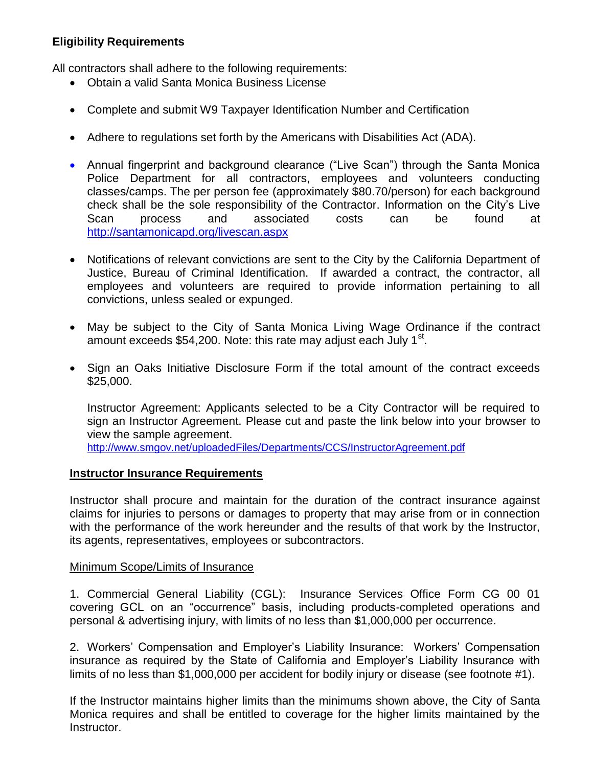**Eligibility Requirements**

All contractors shall adhere to the following requirements:

- Obtain a valid Santa Monica Business License
- Complete and submit W9 Taxpayer Identification Number and Certification
- Adhere to regulations set forth by the Americans with Disabilities Act (ADA).
- Annual fingerprint and background clearance ("Live Scan") through the Santa Monica Police Department for all contractors, employees and volunteers conducting classes/camps. The per person fee (approximately $80.70/person) for each background check shall be the sole responsibility of the Contractor. Information on the City's Live Scan process and associated costs can be found at http://santamonicapd.org/livescan.aspx
- Notifications of relevant convictions are sent to the City by the California Department of Justice, Bureau of Criminal Identification. If awarded a contract, the contractor, all employees and volunteers are required to provide information pertaining to all convictions, unless sealed or expunged.
- May be subject to the City of Santa Monica Living Wage Ordinance if the contract amount exceeds $54,200. Note: this rate may adjust each July 1st.
- Sign an Oaks Initiative Disclosure Form if the total amount of the contract exceeds $25,000.

  Instructor Agreement: Applicants selected to be a City Contractor will be required to sign an Instructor Agreement. Please cut and paste the link below into your browser to view the sample agreement.
  http://www.smgov.net/uploadedFiles/Departments/CCS/InstructorAgreement.pdf

**Instructor Insurance Requirements**

Instructor shall procure and maintain for the duration of the contract insurance against claims for injuries to persons or damages to property that may arise from or in connection with the performance of the work hereunder and the results of that work by the Instructor, its agents, representatives, employees or subcontractors.

Minimum Scope/Limits of Insurance

1. Commercial General Liability (CGL): Insurance Services Office Form CG 00 01 covering GCL on an "occurrence" basis, including products-completed operations and personal & advertising injury, with limits of no less than $1,000,000 per occurrence.

2. Workers' Compensation and Employer's Liability Insurance: Workers' Compensation insurance as required by the State of California and Employer's Liability Insurance with limits of no less than $1,000,000 per accident for bodily injury or disease (see footnote #1).

If the Instructor maintains higher limits than the minimums shown above, the City of Santa Monica requires and shall be entitled to coverage for the higher limits maintained by the Instructor.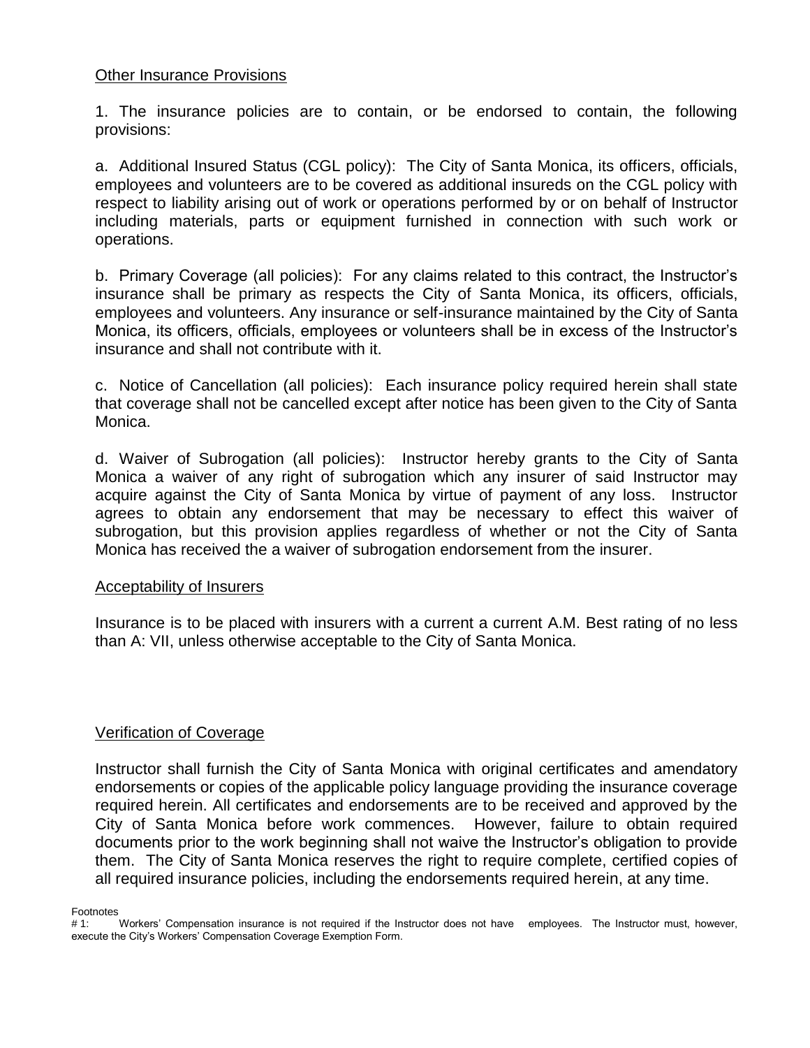Other Insurance Provisions

1. The insurance policies are to contain, or be endorsed to contain, the following provisions:

a. Additional Insured Status (CGL policy): The City of Santa Monica, its officers, officials, employees and volunteers are to be covered as additional insureds on the CGL policy with respect to liability arising out of work or operations performed by or on behalf of Instructor including materials, parts or equipment furnished in connection with such work or operations.

b. Primary Coverage (all policies): For any claims related to this contract, the Instructor's insurance shall be primary as respects the City of Santa Monica, its officers, officials, employees and volunteers. Any insurance or self-insurance maintained by the City of Santa Monica, its officers, officials, employees or volunteers shall be in excess of the Instructor's insurance and shall not contribute with it.

c. Notice of Cancellation (all policies): Each insurance policy required herein shall state that coverage shall not be cancelled except after notice has been given to the City of Santa Monica.

d. Waiver of Subrogation (all policies): Instructor hereby grants to the City of Santa Monica a waiver of any right of subrogation which any insurer of said Instructor may acquire against the City of Santa Monica by virtue of payment of any loss. Instructor agrees to obtain any endorsement that may be necessary to effect this waiver of subrogation, but this provision applies regardless of whether or not the City of Santa Monica has received the a waiver of subrogation endorsement from the insurer.

Acceptability of Insurers

Insurance is to be placed with insurers with a current a current A.M. Best rating of no less than A: VII, unless otherwise acceptable to the City of Santa Monica.

Verification of Coverage

Instructor shall furnish the City of Santa Monica with original certificates and amendatory endorsements or copies of the applicable policy language providing the insurance coverage required herein. All certificates and endorsements are to be received and approved by the City of Santa Monica before work commences. However, failure to obtain required documents prior to the work beginning shall not waive the Instructor's obligation to provide them. The City of Santa Monica reserves the right to require complete, certified copies of all required insurance policies, including the endorsements required herein, at any time.

Footnotes
# 1: Workers' Compensation insurance is not required if the Instructor does not have employees. The Instructor must, however, execute the City's Workers' Compensation Coverage Exemption Form.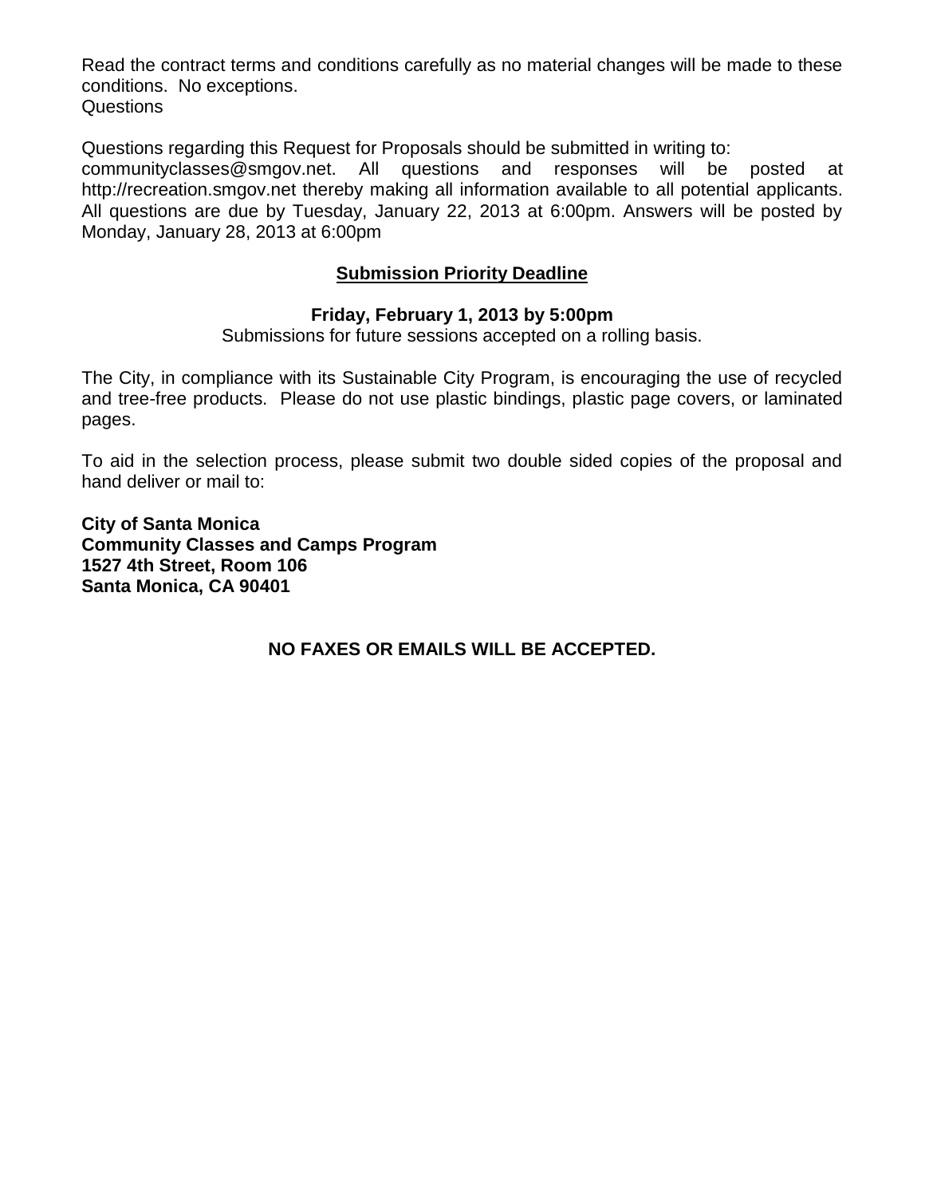Read the contract terms and conditions carefully as no material changes will be made to these conditions. No exceptions.

Questions

Questions regarding this Request for Proposals should be submitted in writing to: communityclasses@smgov.net. All questions and responses will be posted at http://recreation.smgov.net thereby making all information available to all potential applicants. All questions are due by Tuesday, January 22, 2013 at 6:00pm. Answers will be posted by Monday, January 28, 2013 at 6:00pm

## Submission Priority Deadline

**Friday, February 1, 2013 by 5:00pm**

Submissions for future sessions accepted on a rolling basis.

The City, in compliance with its Sustainable City Program, is encouraging the use of recycled and tree-free products. Please do not use plastic bindings, plastic page covers, or laminated pages.

To aid in the selection process, please submit two double sided copies of the proposal and hand deliver or mail to:

**City of Santa Monica**
**Community Classes and Camps Program**
**1527 4th Street, Room 106**
**Santa Monica, CA 90401**

**NO FAXES OR EMAILS WILL BE ACCEPTED.**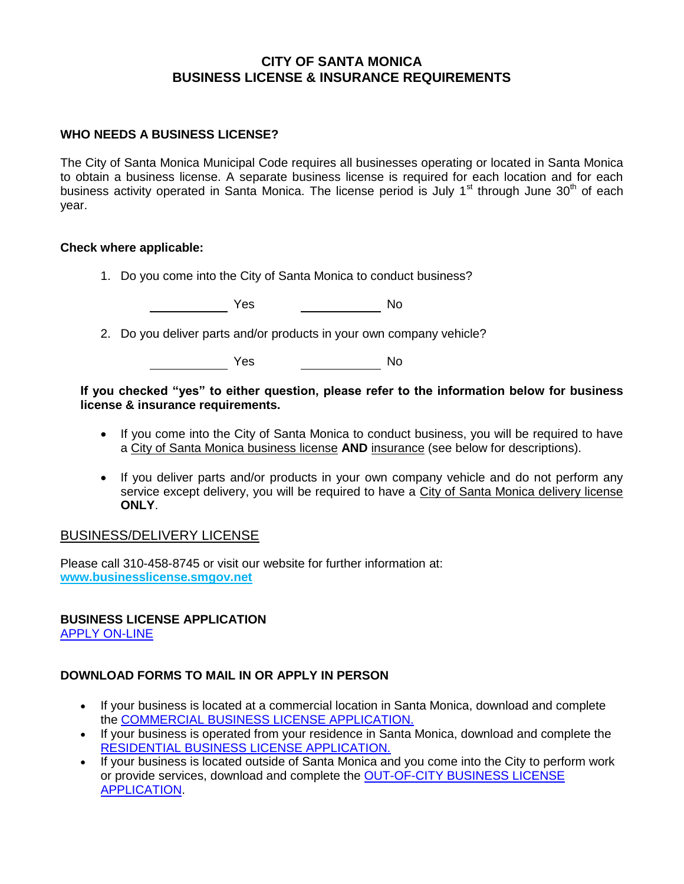# CITY OF SANTA MONICA
# BUSINESS LICENSE & INSURANCE REQUIREMENTS

## WHO NEEDS A BUSINESS LICENSE?

The City of Santa Monica Municipal Code requires all businesses operating or located in Santa Monica to obtain a business license. A separate business license is required for each location and for each business activity operated in Santa Monica. The license period is July 1st through June 30th of each year.

**Check where applicable:**

1. Do you come into the City of Santa Monica to conduct business?

   ____________ Yes ____________ No

2. Do you deliver parts and/or products in your own company vehicle?

   ____________ Yes ____________ No

**If you checked "yes" to either question, please refer to the information below for business license & insurance requirements.**

- If you come into the City of Santa Monica to conduct business, you will be required to have a City of Santa Monica business license **AND** insurance (see below for descriptions).
- If you deliver parts and/or products in your own company vehicle and do not perform any service except delivery, you will be required to have a City of Santa Monica delivery license **ONLY**.

## BUSINESS/DELIVERY LICENSE

Please call 310-458-8745 or visit our website for further information at:
**www.businesslicense.smgov.net**

**BUSINESS LICENSE APPLICATION**
APPLY ON-LINE

**DOWNLOAD FORMS TO MAIL IN OR APPLY IN PERSON**

- If your business is located at a commercial location in Santa Monica, download and complete the COMMERCIAL BUSINESS LICENSE APPLICATION.
- If your business is operated from your residence in Santa Monica, download and complete the RESIDENTIAL BUSINESS LICENSE APPLICATION.
- If your business is located outside of Santa Monica and you come into the City to perform work or provide services, download and complete the OUT-OF-CITY BUSINESS LICENSE APPLICATION.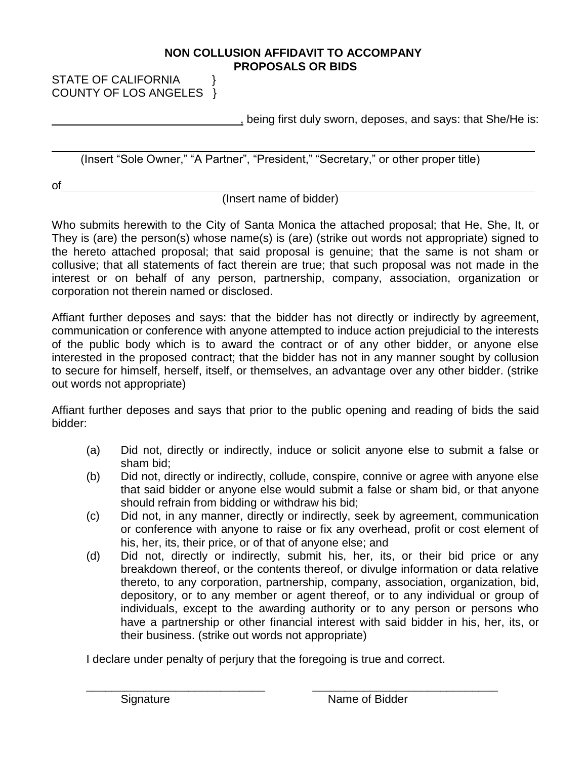## NON COLLUSION AFFIDAVIT TO ACCOMPANY PROPOSALS OR BIDS

STATE OF CALIFORNIA }
COUNTY OF LOS ANGELES }

______________________________, being first duly sworn, deposes, and says: that She/He is:

______________________________________________________________________________

(Insert "Sole Owner," "A Partner", "President," "Secretary," or other proper title)

of______________________________________________________________________

(Insert name of bidder)

Who submits herewith to the City of Santa Monica the attached proposal; that He, She, It, or They is (are) the person(s) whose name(s) is (are) (strike out words not appropriate) signed to the hereto attached proposal; that said proposal is genuine; that the same is not sham or collusive; that all statements of fact therein are true; that such proposal was not made in the interest or on behalf of any person, partnership, company, association, organization or corporation not therein named or disclosed.

Affiant further deposes and says: that the bidder has not directly or indirectly by agreement, communication or conference with anyone attempted to induce action prejudicial to the interests of the public body which is to award the contract or of any other bidder, or anyone else interested in the proposed contract; that the bidder has not in any manner sought by collusion to secure for himself, herself, itself, or themselves, an advantage over any other bidder. (strike out words not appropriate)

Affiant further deposes and says that prior to the public opening and reading of bids the said bidder:

(a) Did not, directly or indirectly, induce or solicit anyone else to submit a false or sham bid;

(b) Did not, directly or indirectly, collude, conspire, connive or agree with anyone else that said bidder or anyone else would submit a false or sham bid, or that anyone should refrain from bidding or withdraw his bid;

(c) Did not, in any manner, directly or indirectly, seek by agreement, communication or conference with anyone to raise or fix any overhead, profit or cost element of his, her, its, their price, or of that of anyone else; and

(d) Did not, directly or indirectly, submit his, her, its, or their bid price or any breakdown thereof, or the contents thereof, or divulge information or data relative thereto, to any corporation, partnership, company, association, organization, bid, depository, or to any member or agent thereof, or to any individual or group of individuals, except to the awarding authority or to any person or persons who have a partnership or other financial interest with said bidder in his, her, its, or their business. (strike out words not appropriate)

I declare under penalty of perjury that the foregoing is true and correct.

______________________________ ______________________________

Signature Name of Bidder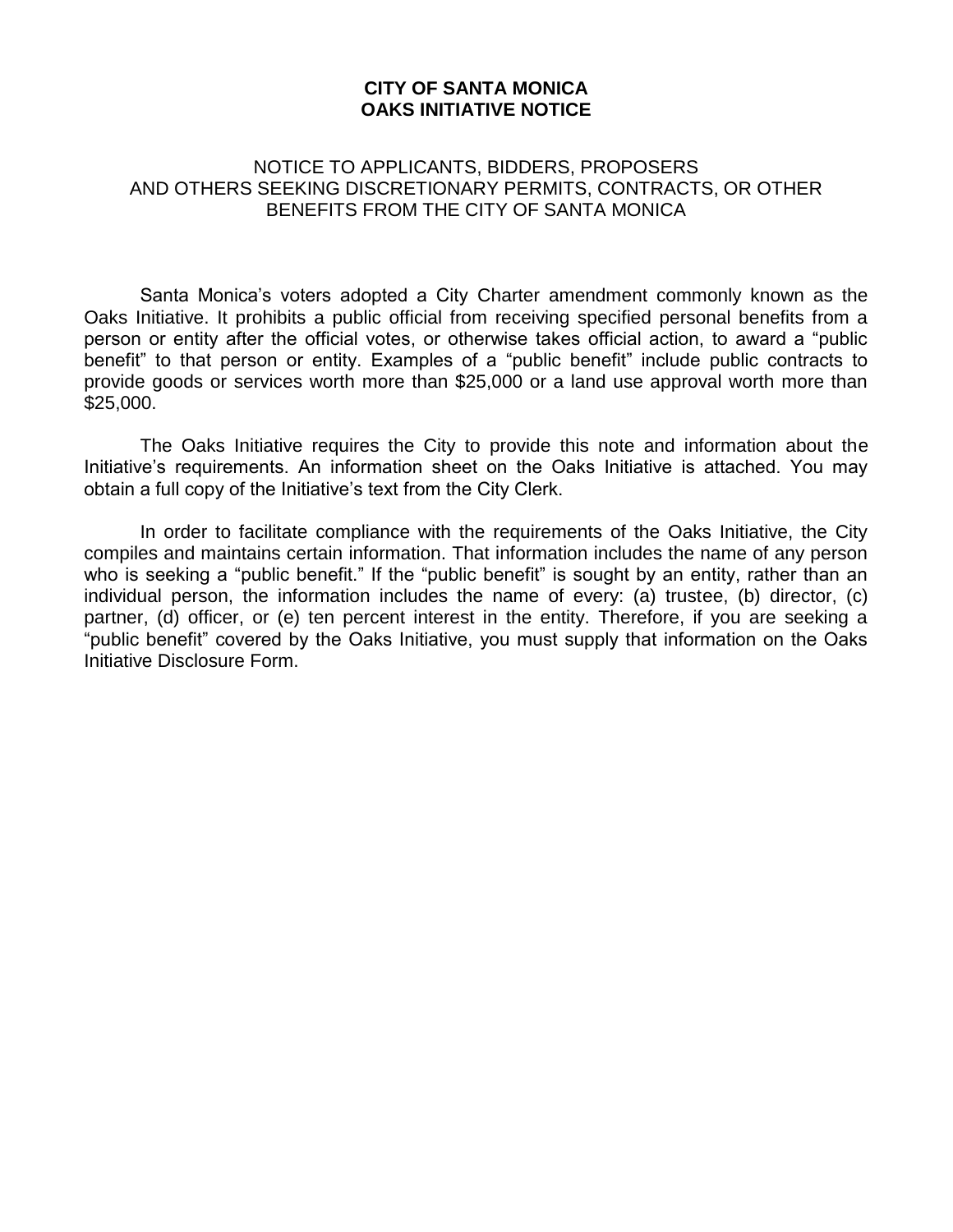# CITY OF SANTA MONICA
# OAKS INITIATIVE NOTICE

NOTICE TO APPLICANTS, BIDDERS, PROPOSERS AND OTHERS SEEKING DISCRETIONARY PERMITS, CONTRACTS, OR OTHER BENEFITS FROM THE CITY OF SANTA MONICA

Santa Monica's voters adopted a City Charter amendment commonly known as the Oaks Initiative. It prohibits a public official from receiving specified personal benefits from a person or entity after the official votes, or otherwise takes official action, to award a "public benefit" to that person or entity. Examples of a "public benefit" include public contracts to provide goods or services worth more than $25,000 or a land use approval worth more than $25,000.

The Oaks Initiative requires the City to provide this note and information about the Initiative's requirements. An information sheet on the Oaks Initiative is attached. You may obtain a full copy of the Initiative's text from the City Clerk.

In order to facilitate compliance with the requirements of the Oaks Initiative, the City compiles and maintains certain information. That information includes the name of any person who is seeking a "public benefit." If the "public benefit" is sought by an entity, rather than an individual person, the information includes the name of every: (a) trustee, (b) director, (c) partner, (d) officer, or (e) ten percent interest in the entity. Therefore, if you are seeking a "public benefit" covered by the Oaks Initiative, you must supply that information on the Oaks Initiative Disclosure Form.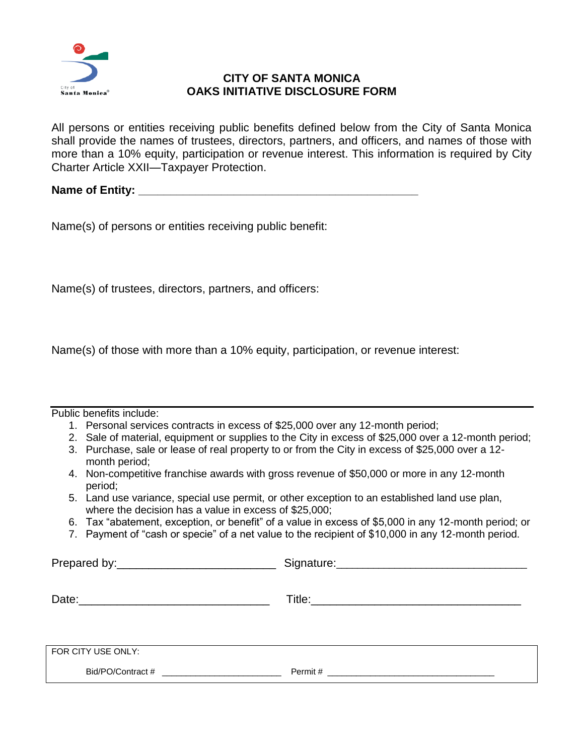# CITY OF SANTA MONICA
# OAKS INITIATIVE DISCLOSURE FORM

All persons or entities receiving public benefits defined below from the City of Santa Monica shall provide the names of trustees, directors, partners, and officers, and names of those with more than a 10% equity, participation or revenue interest. This information is required by City Charter Article XXII—Taxpayer Protection.

**Name of Entity:** ___________________________________________

Name(s) of persons or entities receiving public benefit:

Name(s) of trustees, directors, partners, and officers:

Name(s) of those with more than a 10% equity, participation, or revenue interest:

---

Public benefits include:

1. Personal services contracts in excess of $25,000 over any 12-month period;
2. Sale of material, equipment or supplies to the City in excess of $25,000 over a 12-month period;
3. Purchase, sale or lease of real property to or from the City in excess of $25,000 over a 12-month period;
4. Non-competitive franchise awards with gross revenue of $50,000 or more in any 12-month period;
5. Land use variance, special use permit, or other exception to an established land use plan, where the decision has a value in excess of $25,000;
6. Tax "abatement, exception, or benefit" of a value in excess of $5,000 in any 12-month period; or
7. Payment of "cash or specie" of a net value to the recipient of $10,000 in any 12-month period.

Prepared by:________________________ Signature:______________________________

Date:_____________________________ Title:________________________________

FOR CITY USE ONLY:

Bid/PO/Contract # ________________________ Permit # _________________________________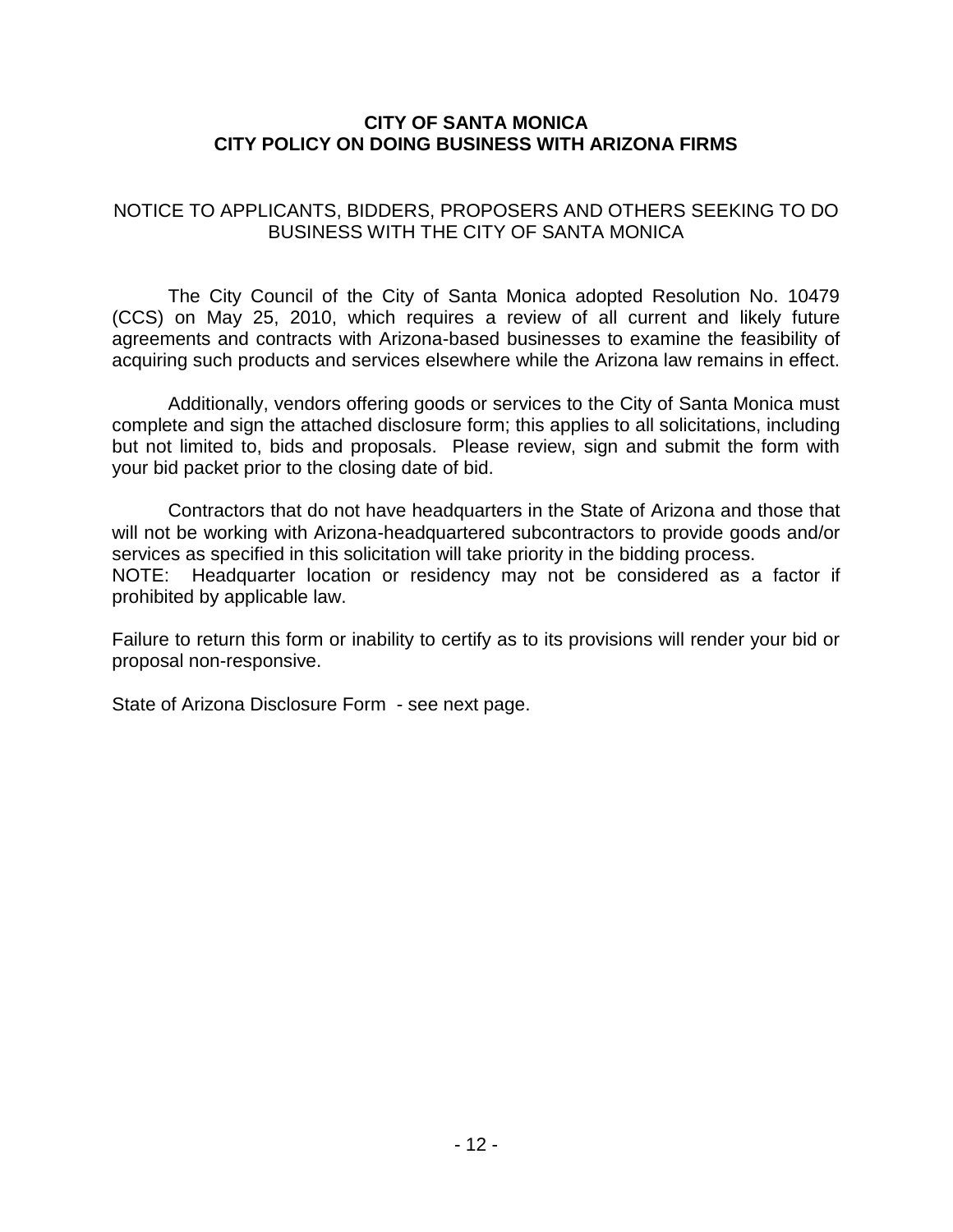**CITY OF SANTA MONICA**
**CITY POLICY ON DOING BUSINESS WITH ARIZONA FIRMS**

NOTICE TO APPLICANTS, BIDDERS, PROPOSERS AND OTHERS SEEKING TO DO BUSINESS WITH THE CITY OF SANTA MONICA

The City Council of the City of Santa Monica adopted Resolution No. 10479 (CCS) on May 25, 2010, which requires a review of all current and likely future agreements and contracts with Arizona-based businesses to examine the feasibility of acquiring such products and services elsewhere while the Arizona law remains in effect.

Additionally, vendors offering goods or services to the City of Santa Monica must complete and sign the attached disclosure form; this applies to all solicitations, including but not limited to, bids and proposals. Please review, sign and submit the form with your bid packet prior to the closing date of bid.

Contractors that do not have headquarters in the State of Arizona and those that will not be working with Arizona-headquartered subcontractors to provide goods and/or services as specified in this solicitation will take priority in the bidding process.
NOTE: Headquarter location or residency may not be considered as a factor if prohibited by applicable law.

Failure to return this form or inability to certify as to its provisions will render your bid or proposal non-responsive.

State of Arizona Disclosure Form - see next page.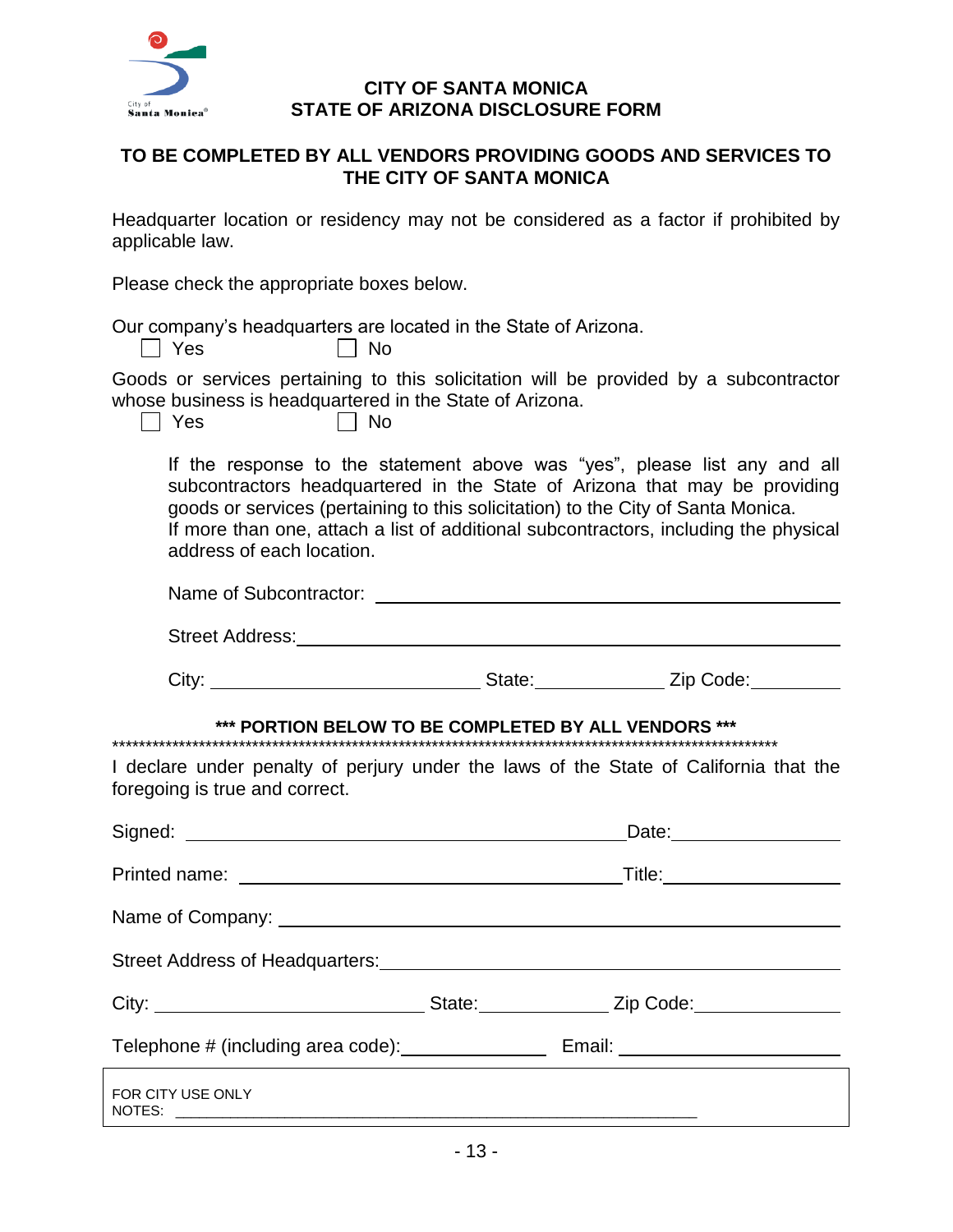**CITY OF SANTA MONICA**
**STATE OF ARIZONA DISCLOSURE FORM**

**TO BE COMPLETED BY ALL VENDORS PROVIDING GOODS AND SERVICES TO THE CITY OF SANTA MONICA**

Headquarter location or residency may not be considered as a factor if prohibited by applicable law.

Please check the appropriate boxes below.

Our company's headquarters are located in the State of Arizona.

☐ Yes ☐ No

Goods or services pertaining to this solicitation will be provided by a subcontractor whose business is headquartered in the State of Arizona.

☐ Yes ☐ No

> If the response to the statement above was "yes", please list any and all subcontractors headquartered in the State of Arizona that may be providing goods or services (pertaining to this solicitation) to the City of Santa Monica.
> If more than one, attach a list of additional subcontractors, including the physical address of each location.
>
> Name of Subcontractor: ______________________________
>
> Street Address: ______________________________
>
> City: ____________________ State: __________ Zip Code: __________

**\*\*\* PORTION BELOW TO BE COMPLETED BY ALL VENDORS \*\*\***

\*\*\*\*\*\*\*\*\*\*\*\*\*\*\*\*\*\*\*\*\*\*\*\*\*\*\*\*\*\*\*\*\*\*\*\*\*\*\*\*\*\*\*\*\*\*\*\*\*\*\*\*\*\*\*\*\*\*\*\*\*\*\*\*\*\*\*\*\*\*\*\*\*\*\*\*\*\*\*\*\*\*\*\*\*\*\*\*\*\*\*\*\*\*\*\*\*\*\*\*\*\*\*\*\*\*\*\*\*\*\*\*\*\*\*\*\*\*\*\*\*\*\*\*\*\*\*\*

I declare under penalty of perjury under the laws of the State of California that the foregoing is true and correct.

Signed: ______________________________ Date: __________

Printed name: ______________________________ Title: __________

Name of Company: ______________________________

Street Address of Headquarters: ______________________________

City: ____________________ State: __________ Zip Code: __________

Telephone # (including area code): __________ Email: ____________________

FOR CITY USE ONLY
NOTES: ______________________________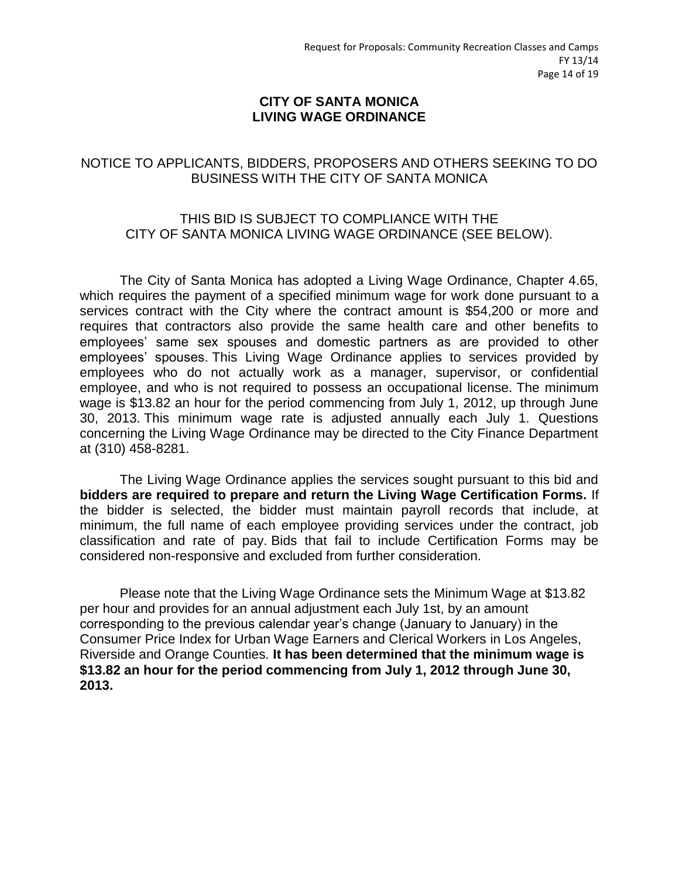# CITY OF SANTA MONICA
# LIVING WAGE ORDINANCE

NOTICE TO APPLICANTS, BIDDERS, PROPOSERS AND OTHERS SEEKING TO DO BUSINESS WITH THE CITY OF SANTA MONICA

THIS BID IS SUBJECT TO COMPLIANCE WITH THE CITY OF SANTA MONICA LIVING WAGE ORDINANCE (SEE BELOW).

The City of Santa Monica has adopted a Living Wage Ordinance, Chapter 4.65, which requires the payment of a specified minimum wage for work done pursuant to a services contract with the City where the contract amount is $54,200 or more and requires that contractors also provide the same health care and other benefits to employees' same sex spouses and domestic partners as are provided to other employees' spouses. This Living Wage Ordinance applies to services provided by employees who do not actually work as a manager, supervisor, or confidential employee, and who is not required to possess an occupational license. The minimum wage is $13.82 an hour for the period commencing from July 1, 2012, up through June 30, 2013. This minimum wage rate is adjusted annually each July 1. Questions concerning the Living Wage Ordinance may be directed to the City Finance Department at (310) 458-8281.

The Living Wage Ordinance applies the services sought pursuant to this bid and **bidders are required to prepare and return the Living Wage Certification Forms.** If the bidder is selected, the bidder must maintain payroll records that include, at minimum, the full name of each employee providing services under the contract, job classification and rate of pay. Bids that fail to include Certification Forms may be considered non-responsive and excluded from further consideration.

Please note that the Living Wage Ordinance sets the Minimum Wage at $13.82 per hour and provides for an annual adjustment each July 1st, by an amount corresponding to the previous calendar year's change (January to January) in the Consumer Price Index for Urban Wage Earners and Clerical Workers in Los Angeles, Riverside and Orange Counties. **It has been determined that the minimum wage is $13.82 an hour for the period commencing from July 1, 2012 through June 30, 2013.**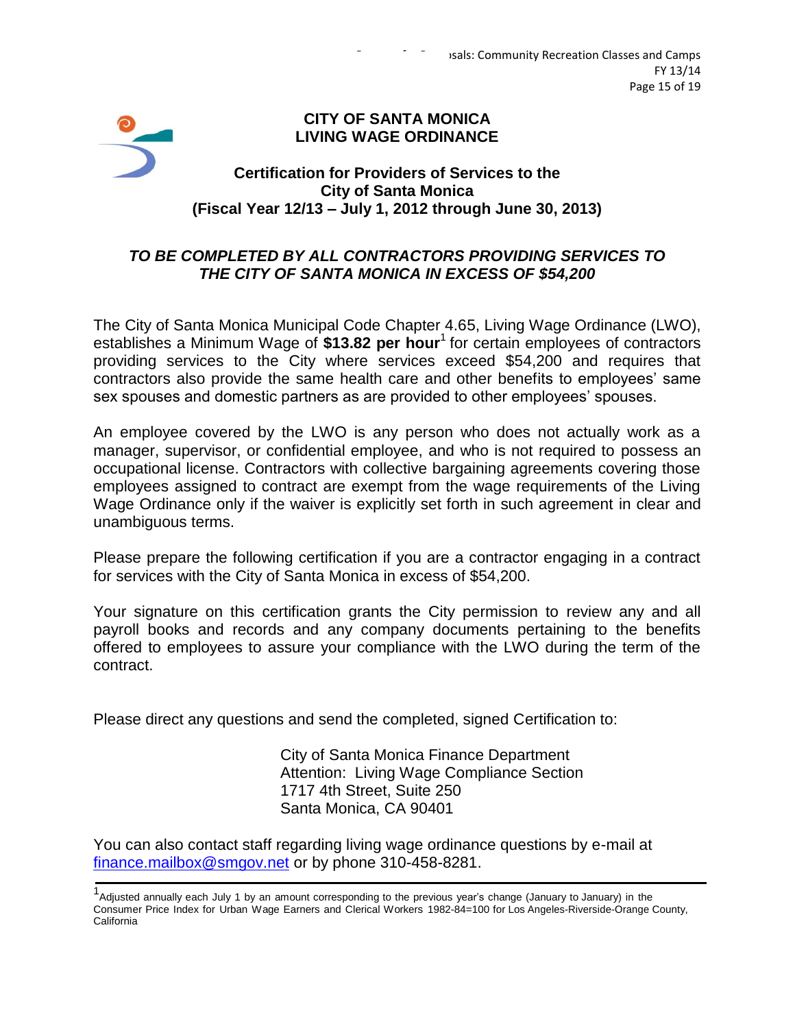# CITY OF SANTA MONICA
# LIVING WAGE ORDINANCE

## Certification for Providers of Services to the City of Santa Monica (Fiscal Year 12/13 – July 1, 2012 through June 30, 2013)

***TO BE COMPLETED BY ALL CONTRACTORS PROVIDING SERVICES TO THE CITY OF SANTA MONICA IN EXCESS OF $54,200***

The City of Santa Monica Municipal Code Chapter 4.65, Living Wage Ordinance (LWO), establishes a Minimum Wage of **$13.82 per hour**[1] for certain employees of contractors providing services to the City where services exceed $54,200 and requires that contractors also provide the same health care and other benefits to employees' same sex spouses and domestic partners as are provided to other employees' spouses.

An employee covered by the LWO is any person who does not actually work as a manager, supervisor, or confidential employee, and who is not required to possess an occupational license. Contractors with collective bargaining agreements covering those employees assigned to contract are exempt from the wage requirements of the Living Wage Ordinance only if the waiver is explicitly set forth in such agreement in clear and unambiguous terms.

Please prepare the following certification if you are a contractor engaging in a contract for services with the City of Santa Monica in excess of $54,200.

Your signature on this certification grants the City permission to review any and all payroll books and records and any company documents pertaining to the benefits offered to employees to assure your compliance with the LWO during the term of the contract.

Please direct any questions and send the completed, signed Certification to:

City of Santa Monica Finance Department
Attention: Living Wage Compliance Section
1717 4th Street, Suite 250
Santa Monica, CA 90401

You can also contact staff regarding living wage ordinance questions by e-mail at finance.mailbox@smgov.net or by phone 310-458-8281.

---

[1] Adjusted annually each July 1 by an amount corresponding to the previous year's change (January to January) in the Consumer Price Index for Urban Wage Earners and Clerical Workers 1982-84=100 for Los Angeles-Riverside-Orange County, California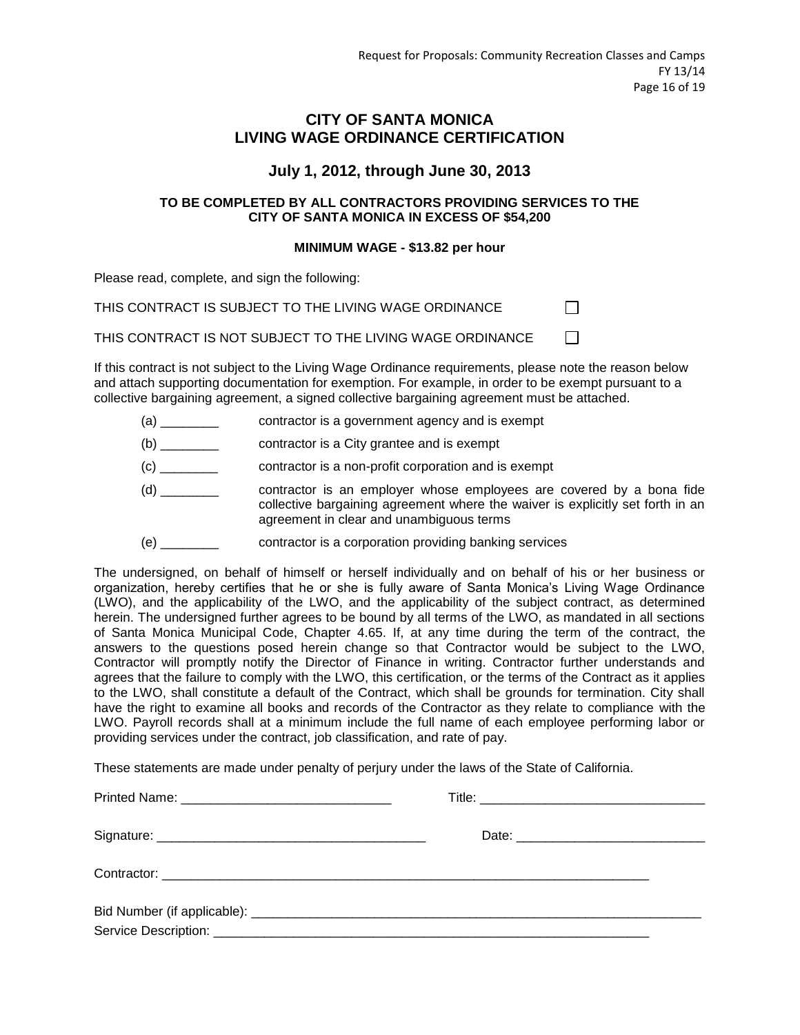# CITY OF SANTA MONICA
# LIVING WAGE ORDINANCE CERTIFICATION

## July 1, 2012, through June 30, 2013

**TO BE COMPLETED BY ALL CONTRACTORS PROVIDING SERVICES TO THE CITY OF SANTA MONICA IN EXCESS OF $54,200**

**MINIMUM WAGE - $13.82 per hour**

Please read, complete, and sign the following:

THIS CONTRACT IS SUBJECT TO THE LIVING WAGE ORDINANCE ☐

THIS CONTRACT IS NOT SUBJECT TO THE LIVING WAGE ORDINANCE ☐

If this contract is not subject to the Living Wage Ordinance requirements, please note the reason below and attach supporting documentation for exemption. For example, in order to be exempt pursuant to a collective bargaining agreement, a signed collective bargaining agreement must be attached.

(a) ________ contractor is a government agency and is exempt

(b) ________ contractor is a City grantee and is exempt

(c) ________ contractor is a non-profit corporation and is exempt

(d) ________ contractor is an employer whose employees are covered by a bona fide collective bargaining agreement where the waiver is explicitly set forth in an agreement in clear and unambiguous terms

(e) ________ contractor is a corporation providing banking services

The undersigned, on behalf of himself or herself individually and on behalf of his or her business or organization, hereby certifies that he or she is fully aware of Santa Monica's Living Wage Ordinance (LWO), and the applicability of the LWO, and the applicability of the subject contract, as determined herein. The undersigned further agrees to be bound by all terms of the LWO, as mandated in all sections of Santa Monica Municipal Code, Chapter 4.65. If, at any time during the term of the contract, the answers to the questions posed herein change so that Contractor would be subject to the LWO, Contractor will promptly notify the Director of Finance in writing. Contractor further understands and agrees that the failure to comply with the LWO, this certification, or the terms of the Contract as it applies to the LWO, shall constitute a default of the Contract, which shall be grounds for termination. City shall have the right to examine all books and records of the Contractor as they relate to compliance with the LWO. Payroll records shall at a minimum include the full name of each employee performing labor or providing services under the contract, job classification, and rate of pay.

These statements are made under penalty of perjury under the laws of the State of California.

Printed Name: _____________________________ Title: _______________________________

Signature: _____________________________________ Date: __________________________

Contractor: _______________________________________________________________________

Bid Number (if applicable): _________________________________________________________

Service Description: ______________________________________________________________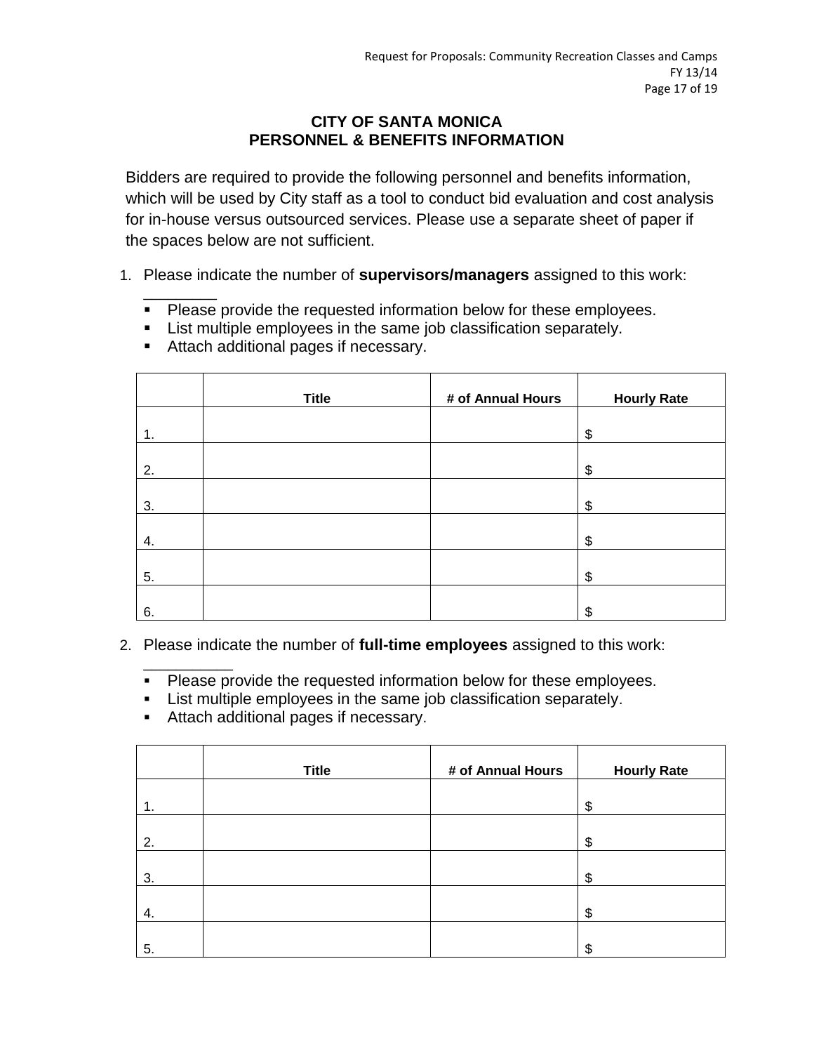# CITY OF SANTA MONICA
# PERSONNEL & BENEFITS INFORMATION

Bidders are required to provide the following personnel and benefits information, which will be used by City staff as a tool to conduct bid evaluation and cost analysis for in-house versus outsourced services. Please use a separate sheet of paper if the spaces below are not sufficient.

1. Please indicate the number of **supervisors/managers** assigned to this work: ________
   - Please provide the requested information below for these employees.
   - List multiple employees in the same job classification separately.
   - Attach additional pages if necessary.

| | Title | # of Annual Hours | Hourly Rate |
|---|---|---|---|
| 1. | | | $ |
| 2. | | | $ |
| 3. | | | $ |
| 4. | | | $ |
| 5. | | | $ |
| 6. | | | $ |

2. Please indicate the number of **full-time employees** assigned to this work: __________
   - Please provide the requested information below for these employees.
   - List multiple employees in the same job classification separately.
   - Attach additional pages if necessary.

| | Title | # of Annual Hours | Hourly Rate |
|---|---|---|---|
| 1. | | | $ |
| 2. | | | $ |
| 3. | | | $ |
| 4. | | | $ |
| 5. | | | $ |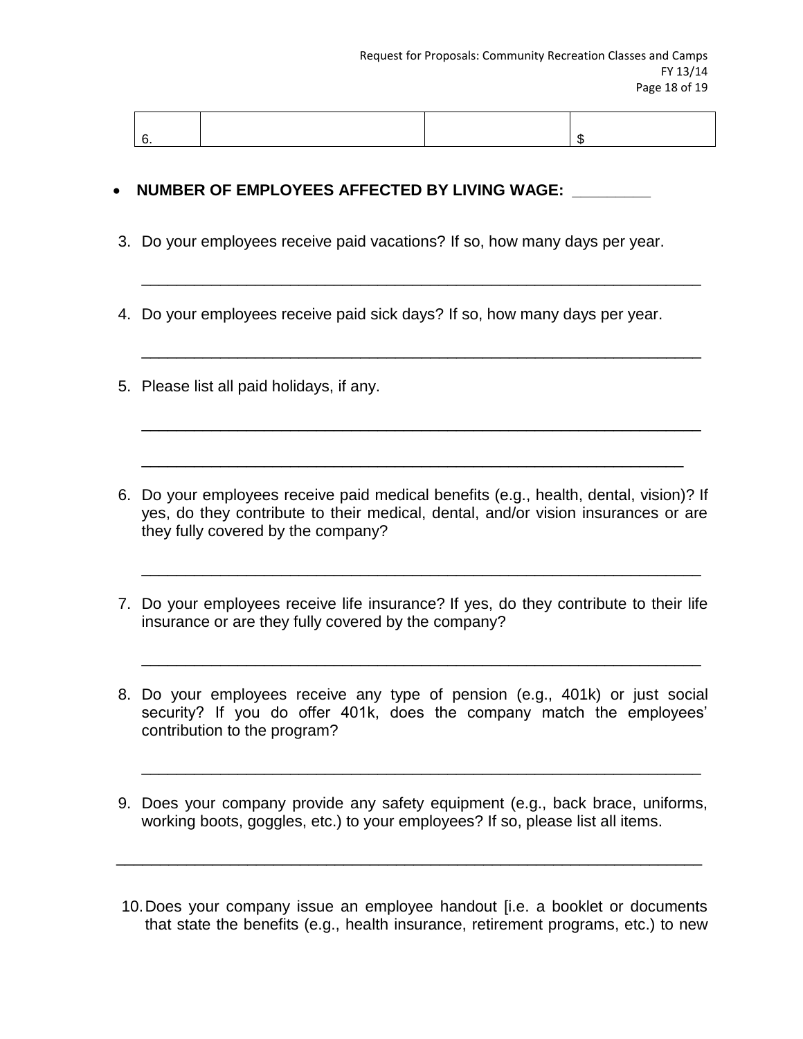| 6. | | | $ |
|---|---|---|---|

- **NUMBER OF EMPLOYEES AFFECTED BY LIVING WAGE: _________**

3. Do your employees receive paid vacations? If so, how many days per year.

   _______________________________________________________________

4. Do your employees receive paid sick days? If so, how many days per year.

   _______________________________________________________________

5. Please list all paid holidays, if any.

   _______________________________________________________________

   _______________________________________________________________

6. Do your employees receive paid medical benefits (e.g., health, dental, vision)? If yes, do they contribute to their medical, dental, and/or vision insurances or are they fully covered by the company?

   _______________________________________________________________

7. Do your employees receive life insurance? If yes, do they contribute to their life insurance or are they fully covered by the company?

   _______________________________________________________________

8. Do your employees receive any type of pension (e.g., 401k) or just social security? If you do offer 401k, does the company match the employees' contribution to the program?

   _______________________________________________________________

9. Does your company provide any safety equipment (e.g., back brace, uniforms, working boots, goggles, etc.) to your employees? If so, please list all items.

_________________________________________________________________

10. Does your company issue an employee handout [i.e. a booklet or documents that state the benefits (e.g., health insurance, retirement programs, etc.) to new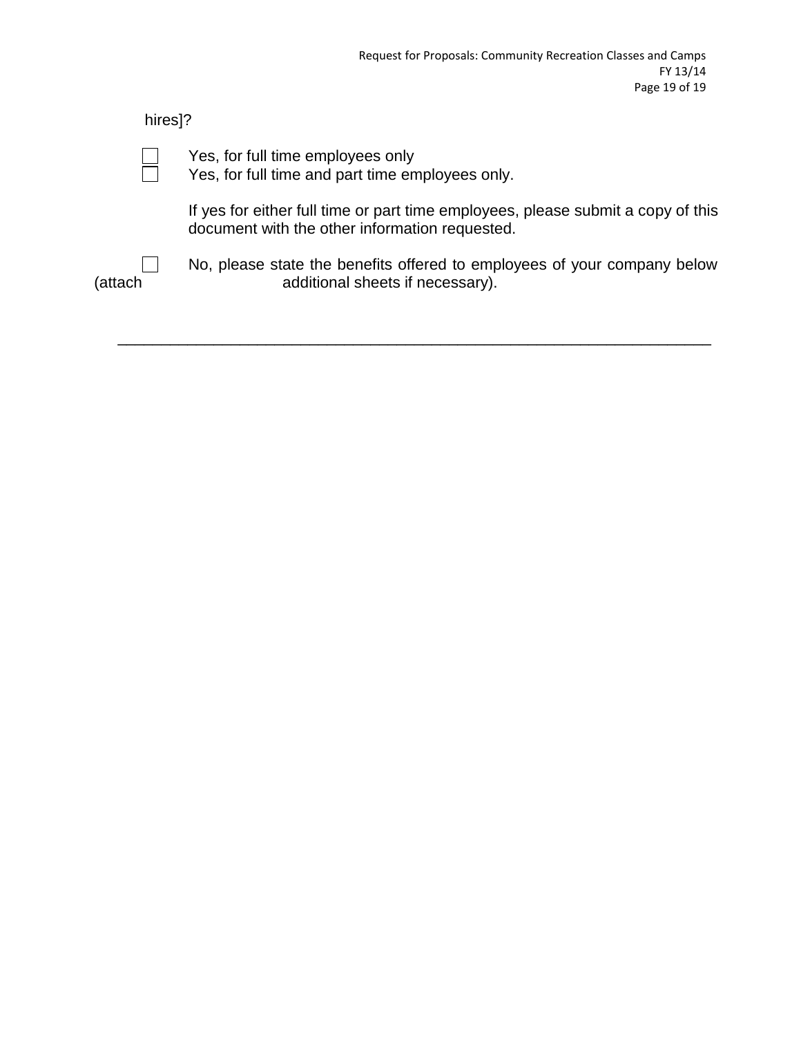hires]?

- ☐ Yes, for full time employees only
- ☐ Yes, for full time and part time employees only.

  If yes for either full time or part time employees, please submit a copy of this document with the other information requested.

- ☐ No, please state the benefits offered to employees of your company below (attach additional sheets if necessary).

___________________________________________________________________